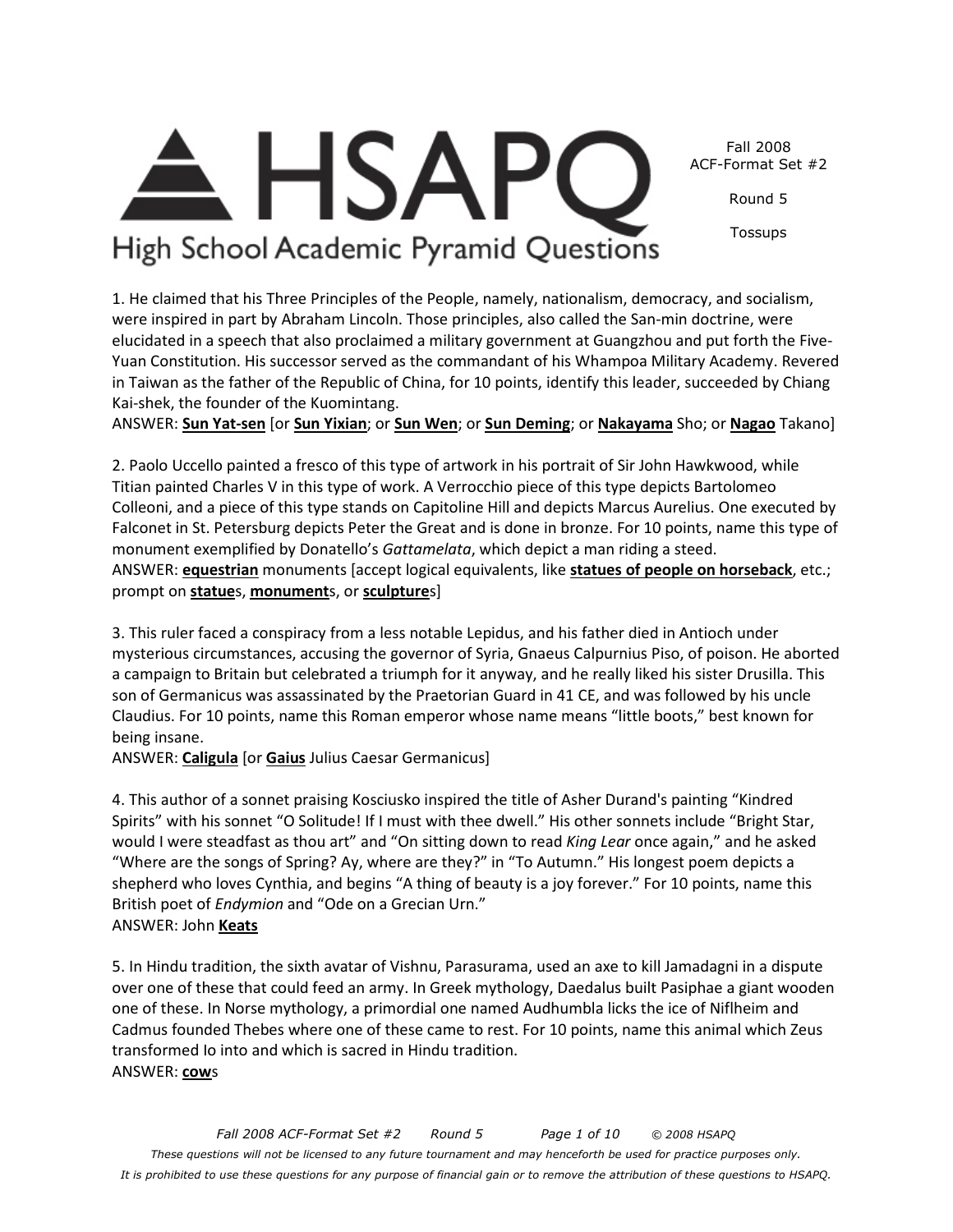# HSAPQ

High School Academic Pyramid Questions

Fall 2008
ACF-Format Set #2

Round 5

Tossups

1. He claimed that his Three Principles of the People, namely, nationalism, democracy, and socialism, were inspired in part by Abraham Lincoln. Those principles, also called the San-min doctrine, were elucidated in a speech that also proclaimed a military government at Guangzhou and put forth the Five-Yuan Constitution. His successor served as the commandant of his Whampoa Military Academy. Revered in Taiwan as the father of the Republic of China, for 10 points, identify this leader, succeeded by Chiang Kai-shek, the founder of the Kuomintang.
ANSWER: **Sun Yat-sen** [or **Sun Yixian**; or **Sun Wen**; or **Sun Deming**; or **Nakayama** Sho; or **Nagao** Takano]

2. Paolo Uccello painted a fresco of this type of artwork in his portrait of Sir John Hawkwood, while Titian painted Charles V in this type of work. A Verrocchio piece of this type depicts Bartolomeo Colleoni, and a piece of this type stands on Capitoline Hill and depicts Marcus Aurelius. One executed by Falconet in St. Petersburg depicts Peter the Great and is done in bronze. For 10 points, name this type of monument exemplified by Donatello's *Gattamelata*, which depict a man riding a steed.
ANSWER: **equestrian** monuments [accept logical equivalents, like **statues of people on horseback**, etc.; prompt on **statue**s, **monument**s, or **sculpture**s]

3. This ruler faced a conspiracy from a less notable Lepidus, and his father died in Antioch under mysterious circumstances, accusing the governor of Syria, Gnaeus Calpurnius Piso, of poison. He aborted a campaign to Britain but celebrated a triumph for it anyway, and he really liked his sister Drusilla. This son of Germanicus was assassinated by the Praetorian Guard in 41 CE, and was followed by his uncle Claudius. For 10 points, name this Roman emperor whose name means "little boots," best known for being insane.
ANSWER: **Caligula** [or **Gaius** Julius Caesar Germanicus]

4. This author of a sonnet praising Kosciusko inspired the title of Asher Durand's painting "Kindred Spirits" with his sonnet "O Solitude! If I must with thee dwell." His other sonnets include "Bright Star, would I were steadfast as thou art" and "On sitting down to read *King Lear* once again," and he asked "Where are the songs of Spring? Ay, where are they?" in "To Autumn." His longest poem depicts a shepherd who loves Cynthia, and begins "A thing of beauty is a joy forever." For 10 points, name this British poet of *Endymion* and "Ode on a Grecian Urn."
ANSWER: John **Keats**

5. In Hindu tradition, the sixth avatar of Vishnu, Parasurama, used an axe to kill Jamadagni in a dispute over one of these that could feed an army. In Greek mythology, Daedalus built Pasiphae a giant wooden one of these. In Norse mythology, a primordial one named Audhumbla licks the ice of Niflheim and Cadmus founded Thebes where one of these came to rest. For 10 points, name this animal which Zeus transformed Io into and which is sacred in Hindu tradition.
ANSWER: **cow**s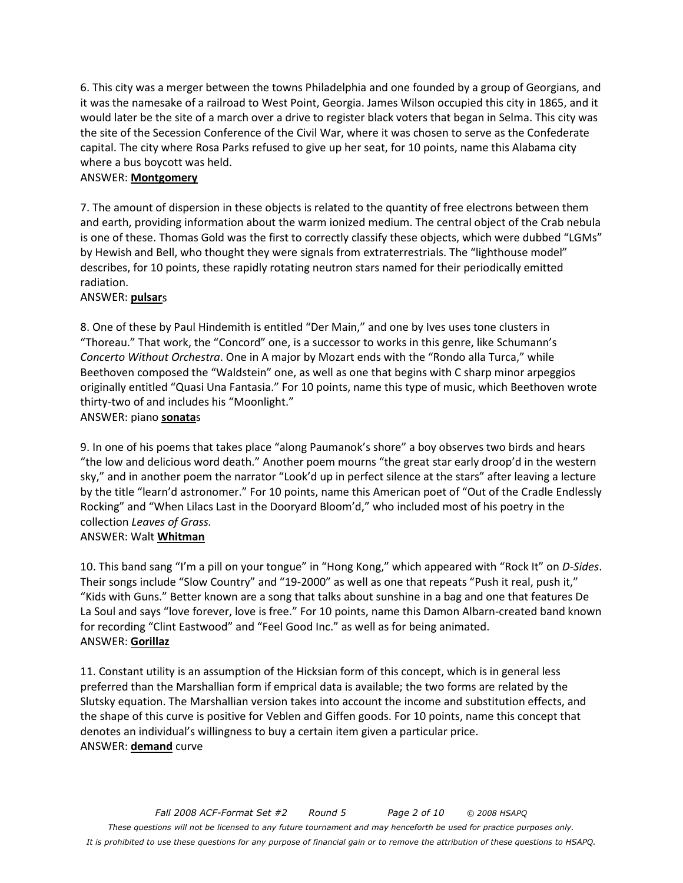6. This city was a merger between the towns Philadelphia and one founded by a group of Georgians, and it was the namesake of a railroad to West Point, Georgia. James Wilson occupied this city in 1865, and it would later be the site of a march over a drive to register black voters that began in Selma. This city was the site of the Secession Conference of the Civil War, where it was chosen to serve as the Confederate capital. The city where Rosa Parks refused to give up her seat, for 10 points, name this Alabama city where a bus boycott was held.

ANSWER: **Montgomery**

7. The amount of dispersion in these objects is related to the quantity of free electrons between them and earth, providing information about the warm ionized medium. The central object of the Crab nebula is one of these. Thomas Gold was the first to correctly classify these objects, which were dubbed "LGMs" by Hewish and Bell, who thought they were signals from extraterrestrials. The "lighthouse model" describes, for 10 points, these rapidly rotating neutron stars named for their periodically emitted radiation.

ANSWER: **pulsar**s

8. One of these by Paul Hindemith is entitled "Der Main," and one by Ives uses tone clusters in "Thoreau." That work, the "Concord" one, is a successor to works in this genre, like Schumann's *Concerto Without Orchestra*. One in A major by Mozart ends with the "Rondo alla Turca," while Beethoven composed the "Waldstein" one, as well as one that begins with C sharp minor arpeggios originally entitled "Quasi Una Fantasia." For 10 points, name this type of music, which Beethoven wrote thirty-two of and includes his "Moonlight."

ANSWER: piano **sonata**s

9. In one of his poems that takes place "along Paumanok's shore" a boy observes two birds and hears "the low and delicious word death." Another poem mourns "the great star early droop'd in the western sky," and in another poem the narrator "Look'd up in perfect silence at the stars" after leaving a lecture by the title "learn'd astronomer." For 10 points, name this American poet of "Out of the Cradle Endlessly Rocking" and "When Lilacs Last in the Dooryard Bloom'd," who included most of his poetry in the collection *Leaves of Grass.*

ANSWER: Walt **Whitman**

10. This band sang "I'm a pill on your tongue" in "Hong Kong," which appeared with "Rock It" on *D-Sides*. Their songs include "Slow Country" and "19-2000" as well as one that repeats "Push it real, push it," "Kids with Guns." Better known are a song that talks about sunshine in a bag and one that features De La Soul and says "love forever, love is free." For 10 points, name this Damon Albarn-created band known for recording "Clint Eastwood" and "Feel Good Inc." as well as for being animated.

ANSWER: **Gorillaz**

11. Constant utility is an assumption of the Hicksian form of this concept, which is in general less preferred than the Marshallian form if emprical data is available; the two forms are related by the Slutsky equation. The Marshallian version takes into account the income and substitution effects, and the shape of this curve is positive for Veblen and Giffen goods. For 10 points, name this concept that denotes an individual's willingness to buy a certain item given a particular price.

ANSWER: **demand** curve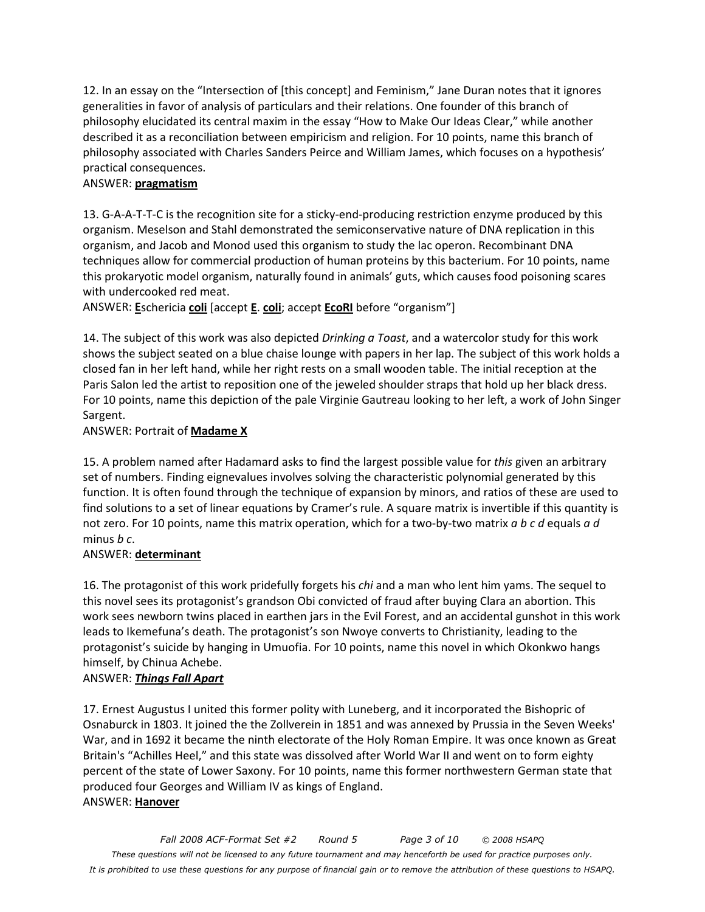12. In an essay on the "Intersection of [this concept] and Feminism," Jane Duran notes that it ignores generalities in favor of analysis of particulars and their relations. One founder of this branch of philosophy elucidated its central maxim in the essay "How to Make Our Ideas Clear," while another described it as a reconciliation between empiricism and religion. For 10 points, name this branch of philosophy associated with Charles Sanders Peirce and William James, which focuses on a hypothesis' practical consequences.

ANSWER: **pragmatism**

13. G-A-A-T-T-C is the recognition site for a sticky-end-producing restriction enzyme produced by this organism. Meselson and Stahl demonstrated the semiconservative nature of DNA replication in this organism, and Jacob and Monod used this organism to study the lac operon. Recombinant DNA techniques allow for commercial production of human proteins by this bacterium. For 10 points, name this prokaryotic model organism, naturally found in animals' guts, which causes food poisoning scares with undercooked red meat.

ANSWER: **E**schericia **coli** [accept **E**. **coli**; accept **EcoRI** before "organism"]

14. The subject of this work was also depicted *Drinking a Toast*, and a watercolor study for this work shows the subject seated on a blue chaise lounge with papers in her lap. The subject of this work holds a closed fan in her left hand, while her right rests on a small wooden table. The initial reception at the Paris Salon led the artist to reposition one of the jeweled shoulder straps that hold up her black dress. For 10 points, name this depiction of the pale Virginie Gautreau looking to her left, a work of John Singer Sargent.

ANSWER: Portrait of **Madame X**

15. A problem named after Hadamard asks to find the largest possible value for *this* given an arbitrary set of numbers. Finding eignevalues involves solving the characteristic polynomial generated by this function. It is often found through the technique of expansion by minors, and ratios of these are used to find solutions to a set of linear equations by Cramer's rule. A square matrix is invertible if this quantity is not zero. For 10 points, name this matrix operation, which for a two-by-two matrix *a b c d* equals *a d* minus *b c*.

ANSWER: **determinant**

16. The protagonist of this work pridefully forgets his *chi* and a man who lent him yams. The sequel to this novel sees its protagonist's grandson Obi convicted of fraud after buying Clara an abortion. This work sees newborn twins placed in earthen jars in the Evil Forest, and an accidental gunshot in this work leads to Ikemefuna's death. The protagonist's son Nwoye converts to Christianity, leading to the protagonist's suicide by hanging in Umuofia. For 10 points, name this novel in which Okonkwo hangs himself, by Chinua Achebe.

ANSWER: ***Things Fall Apart***

17. Ernest Augustus I united this former polity with Luneberg, and it incorporated the Bishopric of Osnaburck in 1803. It joined the the Zollverein in 1851 and was annexed by Prussia in the Seven Weeks' War, and in 1692 it became the ninth electorate of the Holy Roman Empire. It was once known as Great Britain's "Achilles Heel," and this state was dissolved after World War II and went on to form eighty percent of the state of Lower Saxony. For 10 points, name this former northwestern German state that produced four Georges and William IV as kings of England.

ANSWER: **Hanover**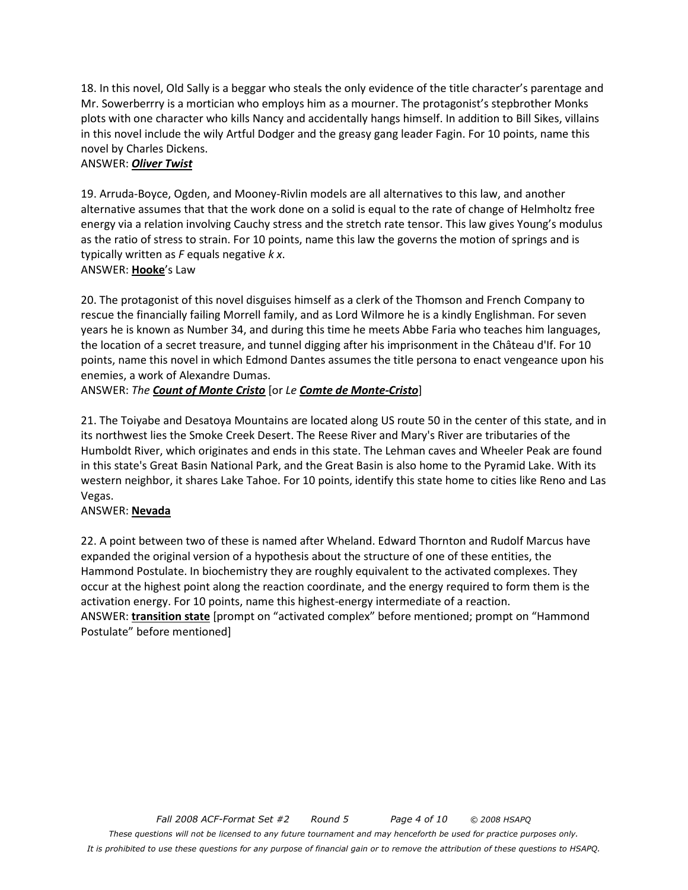18. In this novel, Old Sally is a beggar who steals the only evidence of the title character's parentage and Mr. Sowerberrry is a mortician who employs him as a mourner. The protagonist's stepbrother Monks plots with one character who kills Nancy and accidentally hangs himself. In addition to Bill Sikes, villains in this novel include the wily Artful Dodger and the greasy gang leader Fagin. For 10 points, name this novel by Charles Dickens.
ANSWER: ***Oliver Twist***

19. Arruda-Boyce, Ogden, and Mooney-Rivlin models are all alternatives to this law, and another alternative assumes that that the work done on a solid is equal to the rate of change of Helmholtz free energy via a relation involving Cauchy stress and the stretch rate tensor. This law gives Young's modulus as the ratio of stress to strain. For 10 points, name this law the governs the motion of springs and is typically written as *F* equals negative *k x*.
ANSWER: **Hooke**'s Law

20. The protagonist of this novel disguises himself as a clerk of the Thomson and French Company to rescue the financially failing Morrell family, and as Lord Wilmore he is a kindly Englishman. For seven years he is known as Number 34, and during this time he meets Abbe Faria who teaches him languages, the location of a secret treasure, and tunnel digging after his imprisonment in the Château d'If. For 10 points, name this novel in which Edmond Dantes assumes the title persona to enact vengeance upon his enemies, a work of Alexandre Dumas.
ANSWER: *The* ***Count of Monte Cristo*** [or *Le* ***Comte de Monte-Cristo***]

21. The Toiyabe and Desatoya Mountains are located along US route 50 in the center of this state, and in its northwest lies the Smoke Creek Desert. The Reese River and Mary's River are tributaries of the Humboldt River, which originates and ends in this state. The Lehman caves and Wheeler Peak are found in this state's Great Basin National Park, and the Great Basin is also home to the Pyramid Lake. With its western neighbor, it shares Lake Tahoe. For 10 points, identify this state home to cities like Reno and Las Vegas.
ANSWER: **Nevada**

22. A point between two of these is named after Wheland. Edward Thornton and Rudolf Marcus have expanded the original version of a hypothesis about the structure of one of these entities, the Hammond Postulate. In biochemistry they are roughly equivalent to the activated complexes. They occur at the highest point along the reaction coordinate, and the energy required to form them is the activation energy. For 10 points, name this highest-energy intermediate of a reaction.
ANSWER: **transition state** [prompt on "activated complex" before mentioned; prompt on "Hammond Postulate" before mentioned]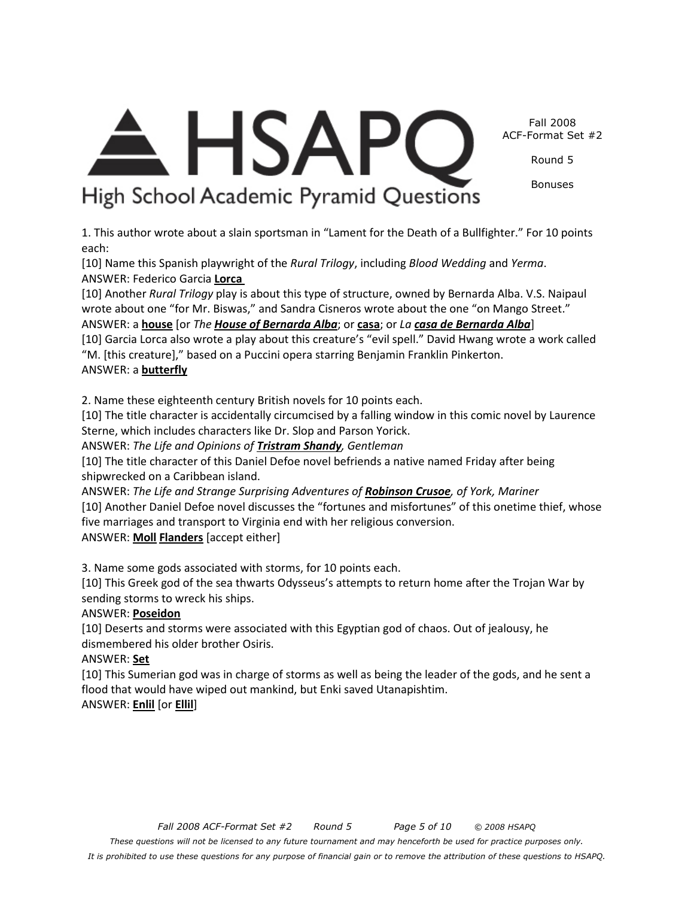1. This author wrote about a slain sportsman in "Lament for the Death of a Bullfighter." For 10 points each:

[10] Name this Spanish playwright of the *Rural Trilogy*, including *Blood Wedding* and *Yerma*.

ANSWER: Federico Garcia **Lorca**

[10] Another *Rural Trilogy* play is about this type of structure, owned by Bernarda Alba. V.S. Naipaul wrote about one "for Mr. Biswas," and Sandra Cisneros wrote about the one "on Mango Street."

ANSWER: a **house** [or *The **House of Bernarda Alba***; or **casa**; or *La **casa de Bernarda Alba***]

[10] Garcia Lorca also wrote a play about this creature's "evil spell." David Hwang wrote a work called "M. [this creature]," based on a Puccini opera starring Benjamin Franklin Pinkerton.

ANSWER: a **butterfly**

2. Name these eighteenth century British novels for 10 points each.

[10] The title character is accidentally circumcised by a falling window in this comic novel by Laurence Sterne, which includes characters like Dr. Slop and Parson Yorick.

ANSWER: *The Life and Opinions of **Tristram Shandy**, Gentleman*

[10] The title character of this Daniel Defoe novel befriends a native named Friday after being shipwrecked on a Caribbean island.

ANSWER: *The Life and Strange Surprising Adventures of **Robinson Crusoe**, of York, Mariner*

[10] Another Daniel Defoe novel discusses the "fortunes and misfortunes" of this onetime thief, whose five marriages and transport to Virginia end with her religious conversion.

ANSWER: **Moll** **Flanders** [accept either]

3. Name some gods associated with storms, for 10 points each.

[10] This Greek god of the sea thwarts Odysseus's attempts to return home after the Trojan War by sending storms to wreck his ships.

ANSWER: **Poseidon**

[10] Deserts and storms were associated with this Egyptian god of chaos. Out of jealousy, he dismembered his older brother Osiris.

ANSWER: **Set**

[10] This Sumerian god was in charge of storms as well as being the leader of the gods, and he sent a flood that would have wiped out mankind, but Enki saved Utanapishtim.

ANSWER: **Enlil** [or **Ellil**]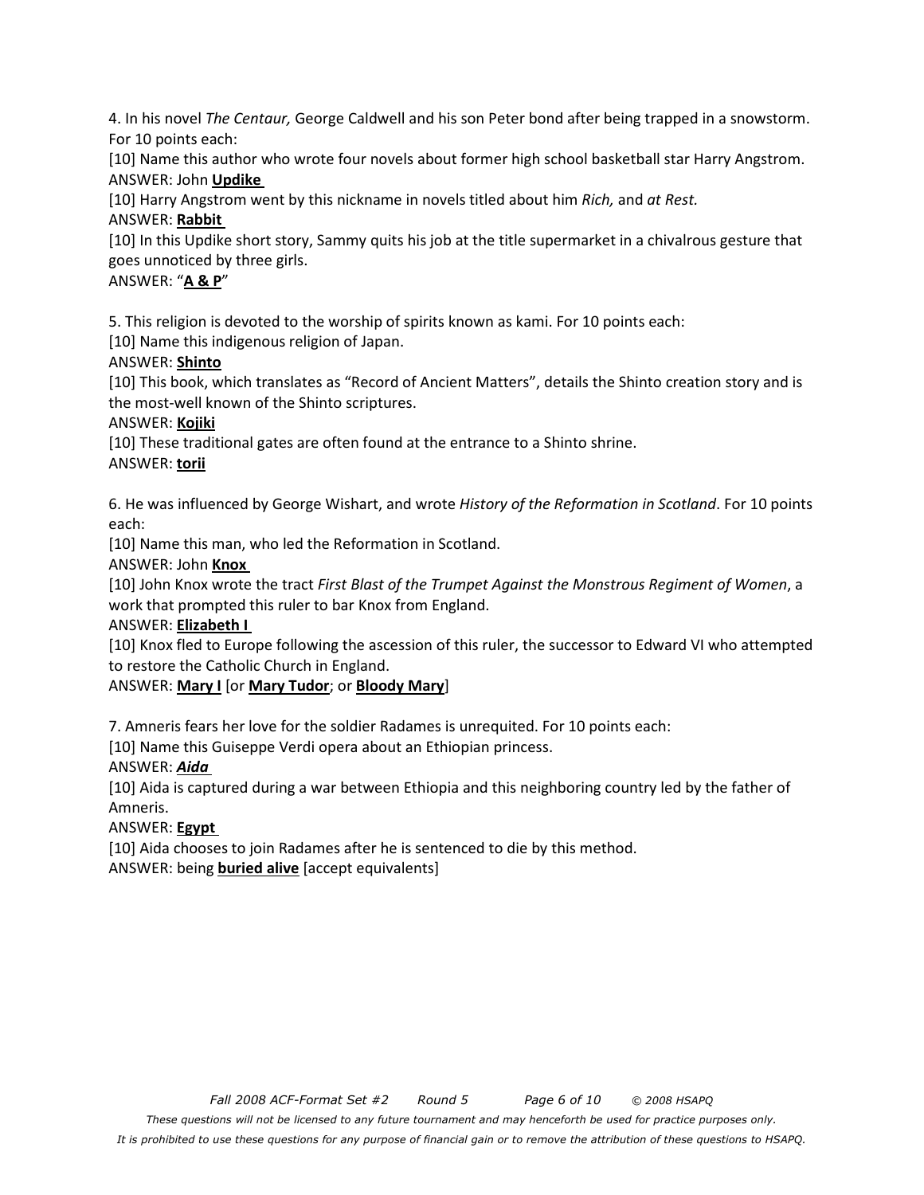4. In his novel *The Centaur,* George Caldwell and his son Peter bond after being trapped in a snowstorm. For 10 points each:

[10] Name this author who wrote four novels about former high school basketball star Harry Angstrom.

ANSWER: John **Updike**

[10] Harry Angstrom went by this nickname in novels titled about him *Rich,* and *at Rest.*

ANSWER: **Rabbit**

[10] In this Updike short story, Sammy quits his job at the title supermarket in a chivalrous gesture that goes unnoticed by three girls.

ANSWER: "**A & P**"

5. This religion is devoted to the worship of spirits known as kami. For 10 points each:

[10] Name this indigenous religion of Japan.

ANSWER: **Shinto**

[10] This book, which translates as "Record of Ancient Matters", details the Shinto creation story and is the most-well known of the Shinto scriptures.

ANSWER: **Kojiki**

[10] These traditional gates are often found at the entrance to a Shinto shrine.

ANSWER: **torii**

6. He was influenced by George Wishart, and wrote *History of the Reformation in Scotland*. For 10 points each:

[10] Name this man, who led the Reformation in Scotland.

ANSWER: John **Knox**

[10] John Knox wrote the tract *First Blast of the Trumpet Against the Monstrous Regiment of Women*, a work that prompted this ruler to bar Knox from England.

ANSWER: **Elizabeth I**

[10] Knox fled to Europe following the ascession of this ruler, the successor to Edward VI who attempted to restore the Catholic Church in England.

ANSWER: **Mary I** [or **Mary Tudor**; or **Bloody Mary**]

7. Amneris fears her love for the soldier Radames is unrequited. For 10 points each:

[10] Name this Guiseppe Verdi opera about an Ethiopian princess.

ANSWER: ***Aida***

[10] Aida is captured during a war between Ethiopia and this neighboring country led by the father of Amneris.

ANSWER: **Egypt**

[10] Aida chooses to join Radames after he is sentenced to die by this method.

ANSWER: being **buried alive** [accept equivalents]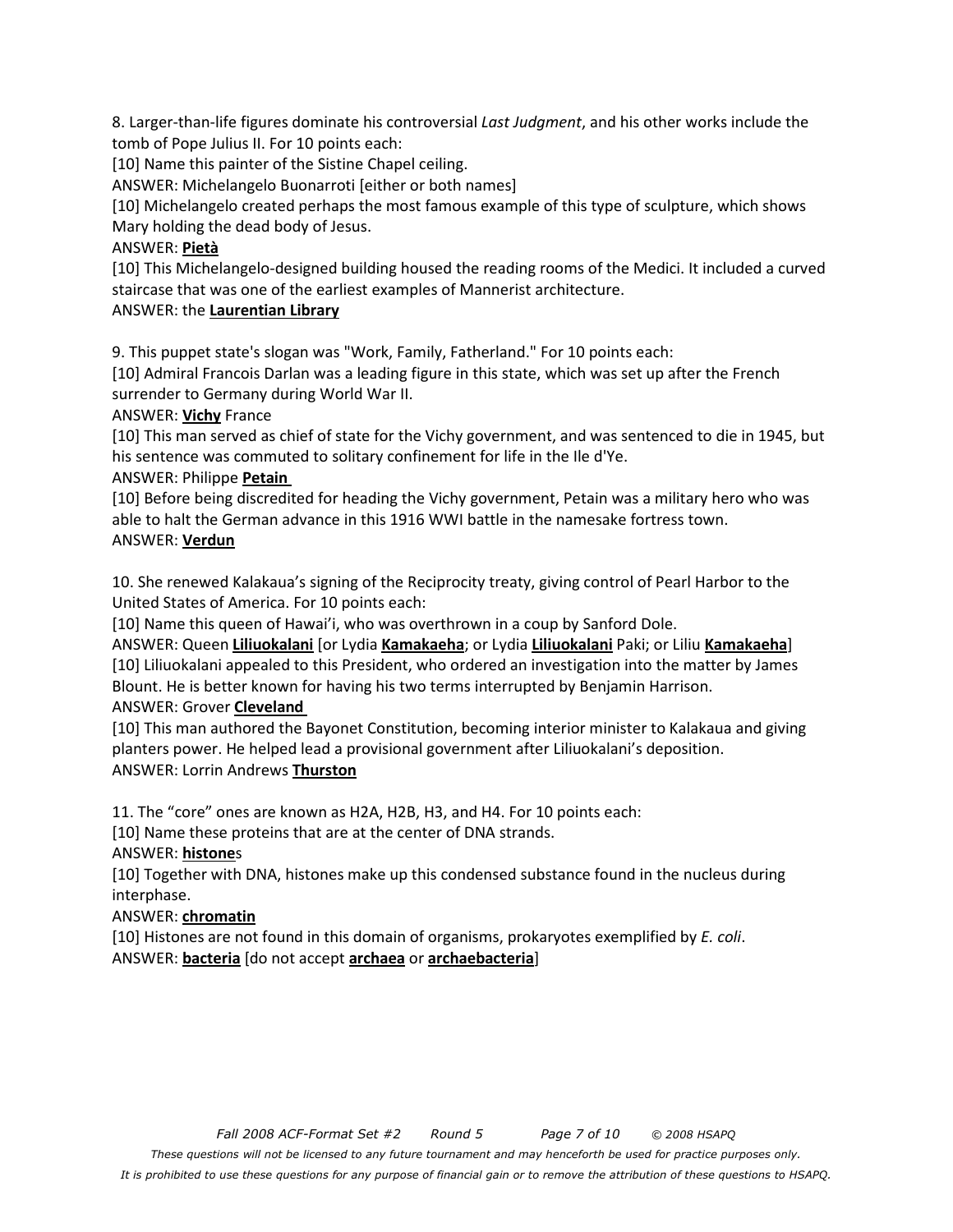8. Larger-than-life figures dominate his controversial *Last Judgment*, and his other works include the tomb of Pope Julius II. For 10 points each:

[10] Name this painter of the Sistine Chapel ceiling.

ANSWER: Michelangelo Buonarroti [either or both names]

[10] Michelangelo created perhaps the most famous example of this type of sculpture, which shows Mary holding the dead body of Jesus.

ANSWER: **Pietà**

[10] This Michelangelo-designed building housed the reading rooms of the Medici. It included a curved staircase that was one of the earliest examples of Mannerist architecture.

ANSWER: the **Laurentian Library**

9. This puppet state's slogan was "Work, Family, Fatherland." For 10 points each:

[10] Admiral Francois Darlan was a leading figure in this state, which was set up after the French surrender to Germany during World War II.

ANSWER: **Vichy** France

[10] This man served as chief of state for the Vichy government, and was sentenced to die in 1945, but his sentence was commuted to solitary confinement for life in the Ile d'Ye.

ANSWER: Philippe **Petain**

[10] Before being discredited for heading the Vichy government, Petain was a military hero who was able to halt the German advance in this 1916 WWI battle in the namesake fortress town.

ANSWER: **Verdun**

10. She renewed Kalakaua's signing of the Reciprocity treaty, giving control of Pearl Harbor to the United States of America. For 10 points each:

[10] Name this queen of Hawai'i, who was overthrown in a coup by Sanford Dole.

ANSWER: Queen **Liliuokalani** [or Lydia **Kamakaeha**; or Lydia **Liliuokalani** Paki; or Liliu **Kamakaeha**]

[10] Liliuokalani appealed to this President, who ordered an investigation into the matter by James Blount. He is better known for having his two terms interrupted by Benjamin Harrison.

ANSWER: Grover **Cleveland**

[10] This man authored the Bayonet Constitution, becoming interior minister to Kalakaua and giving planters power. He helped lead a provisional government after Liliuokalani's deposition.

ANSWER: Lorrin Andrews **Thurston**

11. The "core" ones are known as H2A, H2B, H3, and H4. For 10 points each:

[10] Name these proteins that are at the center of DNA strands.

ANSWER: **histone**s

[10] Together with DNA, histones make up this condensed substance found in the nucleus during interphase.

ANSWER: **chromatin**

[10] Histones are not found in this domain of organisms, prokaryotes exemplified by *E. coli*.

ANSWER: **bacteria** [do not accept **archaea** or **archaebacteria**]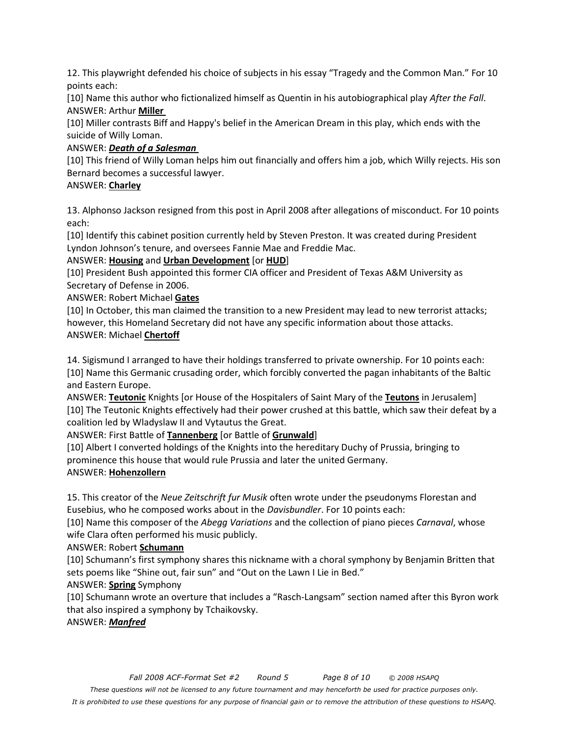12. This playwright defended his choice of subjects in his essay "Tragedy and the Common Man." For 10 points each:

[10] Name this author who fictionalized himself as Quentin in his autobiographical play *After the Fall*.

ANSWER: Arthur **Miller**

[10] Miller contrasts Biff and Happy's belief in the American Dream in this play, which ends with the suicide of Willy Loman.

ANSWER: ***Death of a Salesman***

[10] This friend of Willy Loman helps him out financially and offers him a job, which Willy rejects. His son Bernard becomes a successful lawyer.

ANSWER: **Charley**

13. Alphonso Jackson resigned from this post in April 2008 after allegations of misconduct. For 10 points each:

[10] Identify this cabinet position currently held by Steven Preston. It was created during President Lyndon Johnson's tenure, and oversees Fannie Mae and Freddie Mac.

ANSWER: **Housing** and **Urban Development** [or **HUD**]

[10] President Bush appointed this former CIA officer and President of Texas A&M University as Secretary of Defense in 2006.

ANSWER: Robert Michael **Gates**

[10] In October, this man claimed the transition to a new President may lead to new terrorist attacks; however, this Homeland Secretary did not have any specific information about those attacks.

ANSWER: Michael **Chertoff**

14. Sigismund I arranged to have their holdings transferred to private ownership. For 10 points each:

[10] Name this Germanic crusading order, which forcibly converted the pagan inhabitants of the Baltic and Eastern Europe.

ANSWER: **Teutonic** Knights [or House of the Hospitalers of Saint Mary of the **Teutons** in Jerusalem]

[10] The Teutonic Knights effectively had their power crushed at this battle, which saw their defeat by a coalition led by Wladyslaw II and Vytautus the Great.

ANSWER: First Battle of **Tannenberg** [or Battle of **Grunwald**]

[10] Albert I converted holdings of the Knights into the hereditary Duchy of Prussia, bringing to prominence this house that would rule Prussia and later the united Germany.

ANSWER: **Hohenzollern**

15. This creator of the *Neue Zeitschrift fur Musik* often wrote under the pseudonyms Florestan and Eusebius, who he composed works about in the *Davisbundler*. For 10 points each:

[10] Name this composer of the *Abegg Variations* and the collection of piano pieces *Carnaval*, whose wife Clara often performed his music publicly.

ANSWER: Robert **Schumann**

[10] Schumann's first symphony shares this nickname with a choral symphony by Benjamin Britten that sets poems like "Shine out, fair sun" and "Out on the Lawn I Lie in Bed."

ANSWER: **Spring** Symphony

[10] Schumann wrote an overture that includes a "Rasch-Langsam" section named after this Byron work that also inspired a symphony by Tchaikovsky.

ANSWER: ***Manfred***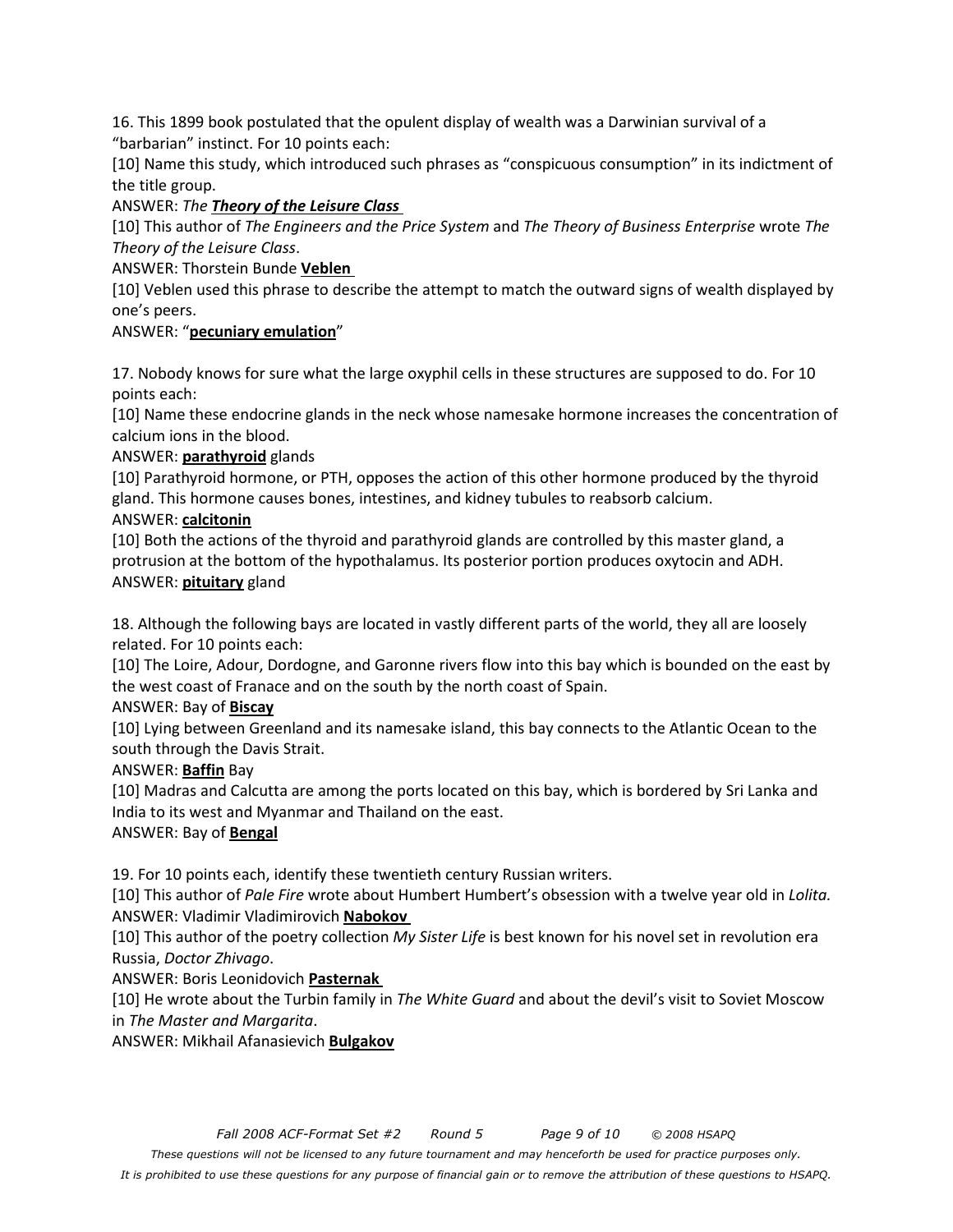16. This 1899 book postulated that the opulent display of wealth was a Darwinian survival of a "barbarian" instinct. For 10 points each:

[10] Name this study, which introduced such phrases as "conspicuous consumption" in its indictment of the title group.

ANSWER: *The **Theory of the Leisure Class***

[10] This author of *The Engineers and the Price System* and *The Theory of Business Enterprise* wrote *The Theory of the Leisure Class*.

ANSWER: Thorstein Bunde **Veblen**

[10] Veblen used this phrase to describe the attempt to match the outward signs of wealth displayed by one's peers.

ANSWER: "**pecuniary emulation**"

17. Nobody knows for sure what the large oxyphil cells in these structures are supposed to do. For 10 points each:

[10] Name these endocrine glands in the neck whose namesake hormone increases the concentration of calcium ions in the blood.

ANSWER: **parathyroid** glands

[10] Parathyroid hormone, or PTH, opposes the action of this other hormone produced by the thyroid gland. This hormone causes bones, intestines, and kidney tubules to reabsorb calcium.

ANSWER: **calcitonin**

[10] Both the actions of the thyroid and parathyroid glands are controlled by this master gland, a protrusion at the bottom of the hypothalamus. Its posterior portion produces oxytocin and ADH.

ANSWER: **pituitary** gland

18. Although the following bays are located in vastly different parts of the world, they all are loosely related. For 10 points each:

[10] The Loire, Adour, Dordogne, and Garonne rivers flow into this bay which is bounded on the east by the west coast of Franace and on the south by the north coast of Spain.

ANSWER: Bay of **Biscay**

[10] Lying between Greenland and its namesake island, this bay connects to the Atlantic Ocean to the south through the Davis Strait.

ANSWER: **Baffin** Bay

[10] Madras and Calcutta are among the ports located on this bay, which is bordered by Sri Lanka and India to its west and Myanmar and Thailand on the east.

ANSWER: Bay of **Bengal**

19. For 10 points each, identify these twentieth century Russian writers.

[10] This author of *Pale Fire* wrote about Humbert Humbert's obsession with a twelve year old in *Lolita.*

ANSWER: Vladimir Vladimirovich **Nabokov**

[10] This author of the poetry collection *My Sister Life* is best known for his novel set in revolution era Russia, *Doctor Zhivago*.

ANSWER: Boris Leonidovich **Pasternak**

[10] He wrote about the Turbin family in *The White Guard* and about the devil's visit to Soviet Moscow in *The Master and Margarita*.

ANSWER: Mikhail Afanasievich **Bulgakov**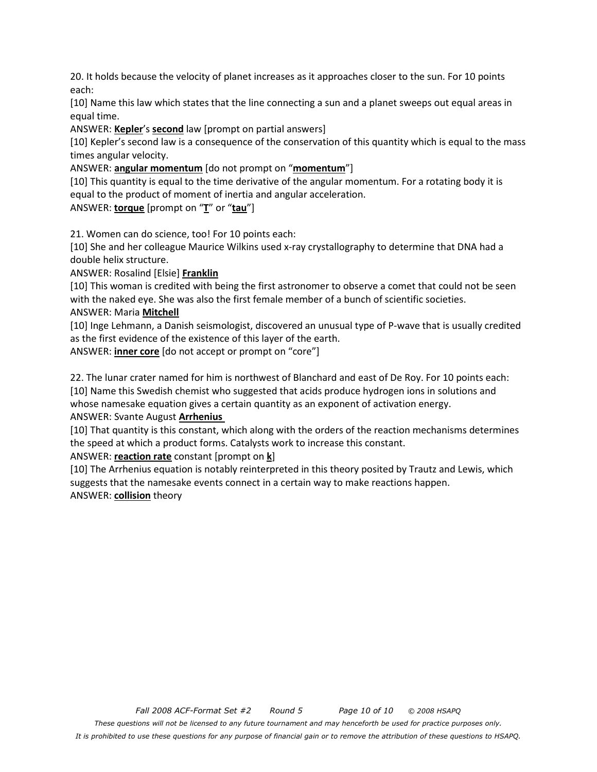20. It holds because the velocity of planet increases as it approaches closer to the sun. For 10 points each:

[10] Name this law which states that the line connecting a sun and a planet sweeps out equal areas in equal time.

ANSWER: **Kepler**'s **second** law [prompt on partial answers]

[10] Kepler's second law is a consequence of the conservation of this quantity which is equal to the mass times angular velocity.

ANSWER: **angular momentum** [do not prompt on "**momentum**"]

[10] This quantity is equal to the time derivative of the angular momentum. For a rotating body it is equal to the product of moment of inertia and angular acceleration.

ANSWER: **torque** [prompt on "**T**" or "**tau**"]

21. Women can do science, too! For 10 points each:

[10] She and her colleague Maurice Wilkins used x-ray crystallography to determine that DNA had a double helix structure.

ANSWER: Rosalind [Elsie] **Franklin**

[10] This woman is credited with being the first astronomer to observe a comet that could not be seen with the naked eye. She was also the first female member of a bunch of scientific societies.

ANSWER: Maria **Mitchell**

[10] Inge Lehmann, a Danish seismologist, discovered an unusual type of P-wave that is usually credited as the first evidence of the existence of this layer of the earth.

ANSWER: **inner core** [do not accept or prompt on "core"]

22. The lunar crater named for him is northwest of Blanchard and east of De Roy. For 10 points each:

[10] Name this Swedish chemist who suggested that acids produce hydrogen ions in solutions and whose namesake equation gives a certain quantity as an exponent of activation energy.

ANSWER: Svante August **Arrhenius**

[10] That quantity is this constant, which along with the orders of the reaction mechanisms determines the speed at which a product forms. Catalysts work to increase this constant.

ANSWER: **reaction rate** constant [prompt on **k**]

[10] The Arrhenius equation is notably reinterpreted in this theory posited by Trautz and Lewis, which suggests that the namesake events connect in a certain way to make reactions happen.

ANSWER: **collision** theory